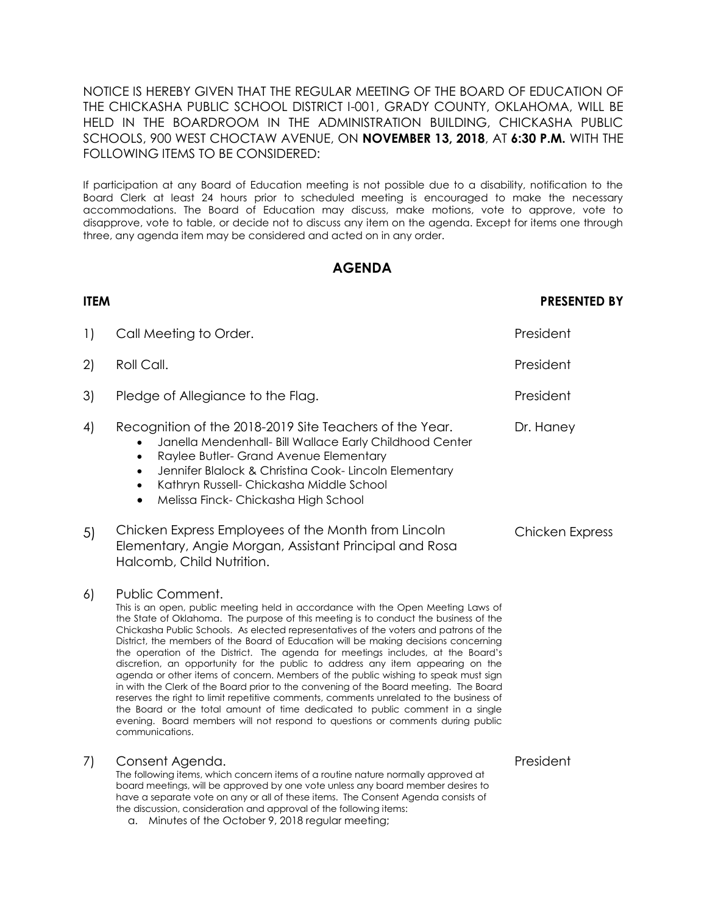NOTICE IS HEREBY GIVEN THAT THE REGULAR MEETING OF THE BOARD OF EDUCATION OF THE CHICKASHA PUBLIC SCHOOL DISTRICT I-001, GRADY COUNTY, OKLAHOMA, WILL BE HELD IN THE BOARDROOM IN THE ADMINISTRATION BUILDING, CHICKASHA PUBLIC SCHOOLS, 900 WEST CHOCTAW AVENUE, ON **NOVEMBER 13, 2018**, AT **6:30 P.M.** WITH THE FOLLOWING ITEMS TO BE CONSIDERED:

If participation at any Board of Education meeting is not possible due to a disability, notification to the Board Clerk at least 24 hours prior to scheduled meeting is encouraged to make the necessary accommodations. The Board of Education may discuss, make motions, vote to approve, vote to disapprove, vote to table, or decide not to discuss any item on the agenda. Except for items one through three, any agenda item may be considered and acted on in any order.

## AGENDA

| ITEM | | PRESENTED BY |
|---|---|---|
| 1) | Call Meeting to Order. | President |
| 2) | Roll Call. | President |
| 3) | Pledge of Allegiance to the Flag. | President |
| 4) | Recognition of the 2018-2019 Site Teachers of the Year.<br>• Janella Mendenhall- Bill Wallace Early Childhood Center<br>• Raylee Butler- Grand Avenue Elementary<br>• Jennifer Blalock & Christina Cook- Lincoln Elementary<br>• Kathryn Russell- Chickasha Middle School<br>• Melissa Finck- Chickasha High School | Dr. Haney |
| 5) | Chicken Express Employees of the Month from Lincoln Elementary, Angie Morgan, Assistant Principal and Rosa Halcomb, Child Nutrition. | Chicken Express |
| 6) | Public Comment.<br>This is an open, public meeting held in accordance with the Open Meeting Laws of the State of Oklahoma. The purpose of this meeting is to conduct the business of the Chickasha Public Schools. As elected representatives of the voters and patrons of the District, the members of the Board of Education will be making decisions concerning the operation of the District. The agenda for meetings includes, at the Board's discretion, an opportunity for the public to address any item appearing on the agenda or other items of concern. Members of the public wishing to speak must sign in with the Clerk of the Board prior to the convening of the Board meeting. The Board reserves the right to limit repetitive comments, comments unrelated to the business of the Board or the total amount of time dedicated to public comment in a single evening. Board members will not respond to questions or comments during public communications. | |
| 7) | Consent Agenda.<br>The following items, which concern items of a routine nature normally approved at board meetings, will be approved by one vote unless any board member desires to have a separate vote on any or all of these items. The Consent Agenda consists of the discussion, consideration and approval of the following items:<br>a. Minutes of the October 9, 2018 regular meeting; | President |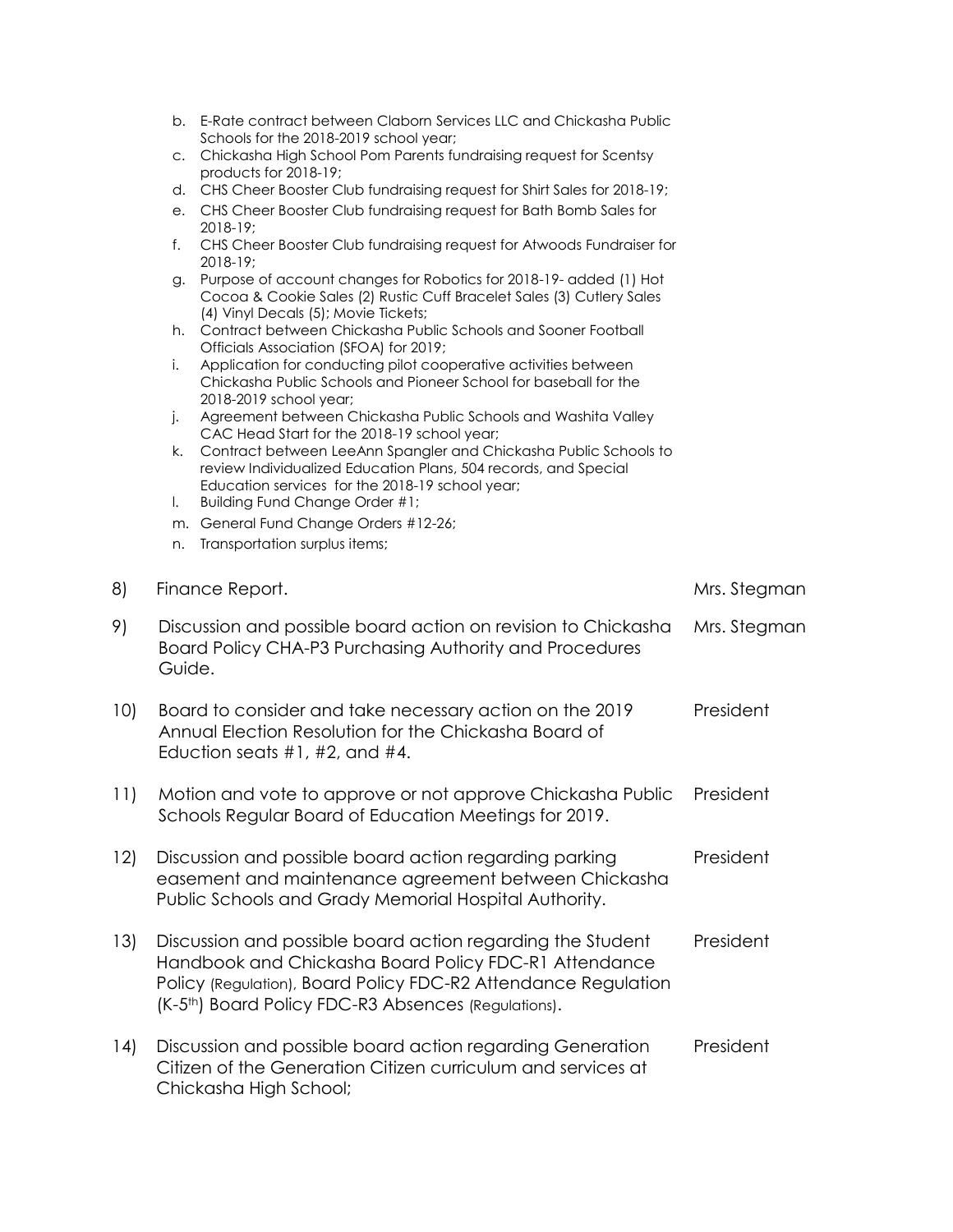b. E-Rate contract between Claborn Services LLC and Chickasha Public Schools for the 2018-2019 school year;
c. Chickasha High School Pom Parents fundraising request for Scentsy products for 2018-19;
d. CHS Cheer Booster Club fundraising request for Shirt Sales for 2018-19;
e. CHS Cheer Booster Club fundraising request for Bath Bomb Sales for 2018-19;
f. CHS Cheer Booster Club fundraising request for Atwoods Fundraiser for 2018-19;
g. Purpose of account changes for Robotics for 2018-19- added (1) Hot Cocoa & Cookie Sales (2) Rustic Cuff Bracelet Sales (3) Cutlery Sales (4) Vinyl Decals (5); Movie Tickets;
h. Contract between Chickasha Public Schools and Sooner Football Officials Association (SFOA) for 2019;
i. Application for conducting pilot cooperative activities between Chickasha Public Schools and Pioneer School for baseball for the 2018-2019 school year;
j. Agreement between Chickasha Public Schools and Washita Valley CAC Head Start for the 2018-19 school year;
k. Contract between LeeAnn Spangler and Chickasha Public Schools to review Individualized Education Plans, 504 records, and Special Education services for the 2018-19 school year;
l. Building Fund Change Order #1;
m. General Fund Change Orders #12-26;
n. Transportation surplus items;

8) Finance Report. — Mrs. Stegman

9) Discussion and possible board action on revision to Chickasha Board Policy CHA-P3 Purchasing Authority and Procedures Guide. — Mrs. Stegman

10) Board to consider and take necessary action on the 2019 Annual Election Resolution for the Chickasha Board of Eduction seats #1, #2, and #4. — President

11) Motion and vote to approve or not approve Chickasha Public Schools Regular Board of Education Meetings for 2019. — President

12) Discussion and possible board action regarding parking easement and maintenance agreement between Chickasha Public Schools and Grady Memorial Hospital Authority. — President

13) Discussion and possible board action regarding the Student Handbook and Chickasha Board Policy FDC-R1 Attendance Policy (Regulation), Board Policy FDC-R2 Attendance Regulation (K-5th) Board Policy FDC-R3 Absences (Regulations). — President

14) Discussion and possible board action regarding Generation Citizen of the Generation Citizen curriculum and services at Chickasha High School; — President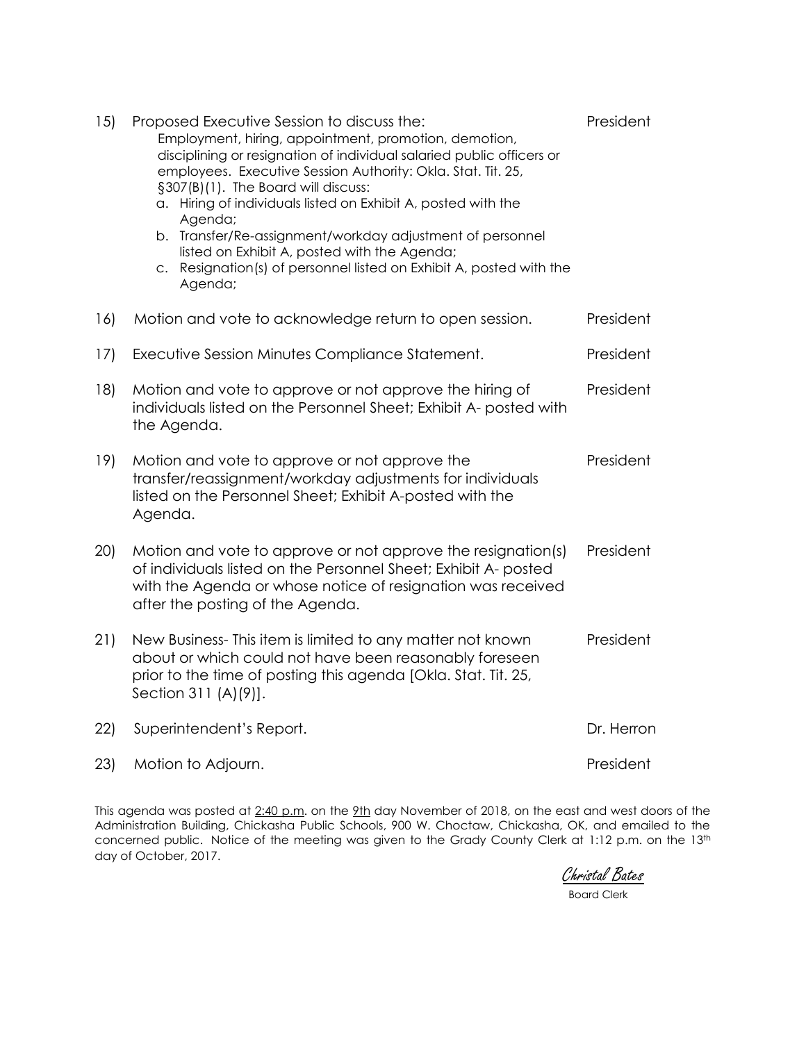15) Proposed Executive Session to discuss the: — President
Employment, hiring, appointment, promotion, demotion, disciplining or resignation of individual salaried public officers or employees. Executive Session Authority: Okla. Stat. Tit. 25, §307(B)(1). The Board will discuss:
   a. Hiring of individuals listed on Exhibit A, posted with the Agenda;
   b. Transfer/Re-assignment/workday adjustment of personnel listed on Exhibit A, posted with the Agenda;
   c. Resignation(s) of personnel listed on Exhibit A, posted with the Agenda;

16) Motion and vote to acknowledge return to open session. — President

17) Executive Session Minutes Compliance Statement. — President

18) Motion and vote to approve or not approve the hiring of individuals listed on the Personnel Sheet; Exhibit A- posted with the Agenda. — President

19) Motion and vote to approve or not approve the transfer/reassignment/workday adjustments for individuals listed on the Personnel Sheet; Exhibit A-posted with the Agenda. — President

20) Motion and vote to approve or not approve the resignation(s) of individuals listed on the Personnel Sheet; Exhibit A- posted with the Agenda or whose notice of resignation was received after the posting of the Agenda. — President

21) New Business- This item is limited to any matter not known about or which could not have been reasonably foreseen prior to the time of posting this agenda [Okla. Stat. Tit. 25, Section 311 (A)(9)]. — President

22) Superintendent's Report. — Dr. Herron

23) Motion to Adjourn. — President

This agenda was posted at 2:40 p.m. on the 9th day November of 2018, on the east and west doors of the Administration Building, Chickasha Public Schools, 900 W. Choctaw, Chickasha, OK, and emailed to the concerned public. Notice of the meeting was given to the Grady County Clerk at 1:12 p.m. on the 13th day of October, 2017.

*Christal Bates*
Board Clerk